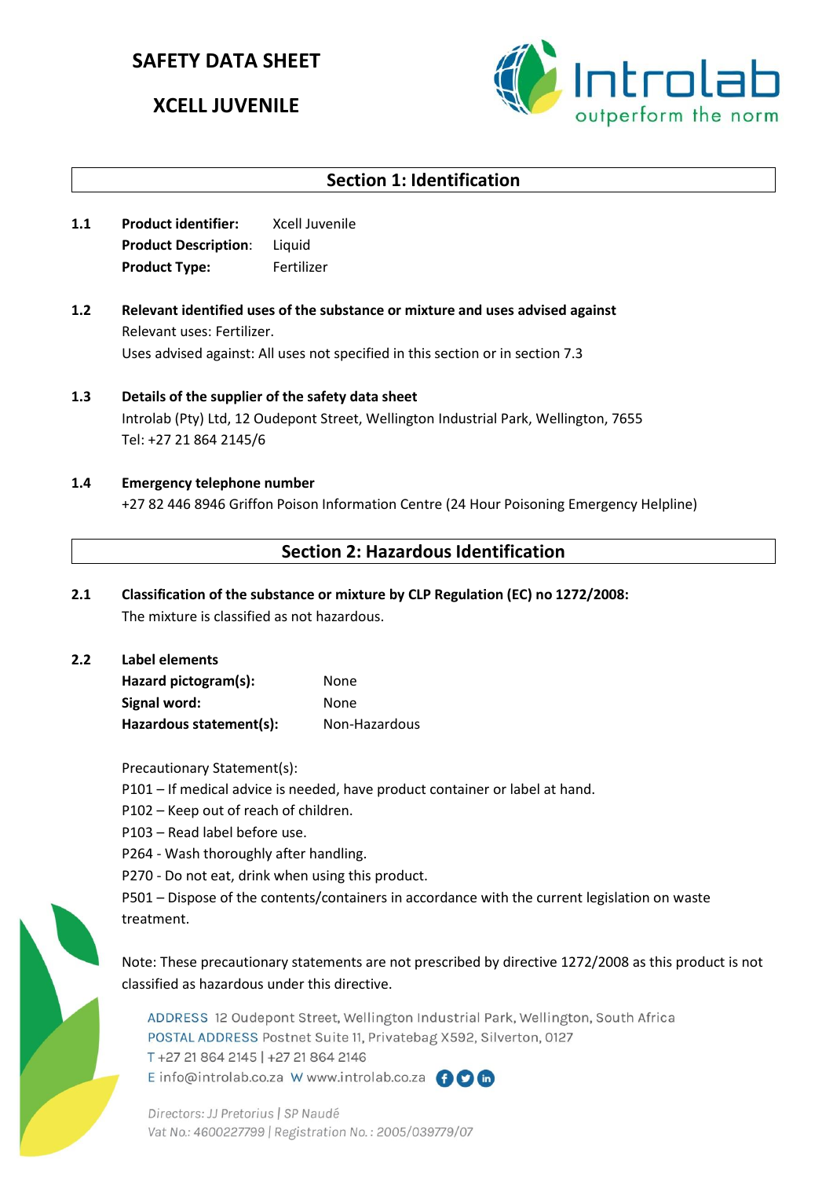# SAFETY DATA SHEET

# XCELL JUVENILE

## Section 1: Identification

**1.1** **Product identifier:** Xcell Juvenile
**Product Description:** Liquid
**Product Type:** Fertilizer

**1.2** **Relevant identified uses of the substance or mixture and uses advised against**
Relevant uses: Fertilizer.
Uses advised against: All uses not specified in this section or in section 7.3

**1.3** **Details of the supplier of the safety data sheet**
Introlab (Pty) Ltd, 12 Oudepont Street, Wellington Industrial Park, Wellington, 7655
Tel: +27 21 864 2145/6

**1.4** **Emergency telephone number**
+27 82 446 8946 Griffon Poison Information Centre (24 Hour Poisoning Emergency Helpline)

## Section 2: Hazardous Identification

**2.1** **Classification of the substance or mixture by CLP Regulation (EC) no 1272/2008:**
The mixture is classified as not hazardous.

**2.2** **Label elements**
**Hazard pictogram(s):** None
**Signal word:** None
**Hazardous statement(s):** Non-Hazardous

Precautionary Statement(s):
P101 – If medical advice is needed, have product container or label at hand.
P102 – Keep out of reach of children.
P103 – Read label before use.
P264 - Wash thoroughly after handling.
P270 - Do not eat, drink when using this product.
P501 – Dispose of the contents/containers in accordance with the current legislation on waste treatment.

Note: These precautionary statements are not prescribed by directive 1272/2008 as this product is not classified as hazardous under this directive.

ADDRESS 12 Oudepont Street, Wellington Industrial Park, Wellington, South Africa
POSTAL ADDRESS Postnet Suite 11, Privatebag X592, Silverton, 0127
T +27 21 864 2145 | +27 21 864 2146
E info@introlab.co.za W www.introlab.co.za

*Directors: JJ Pretorius | SP Naudé*
*Vat No.: 4600227799 | Registration No. : 2005/039779/07*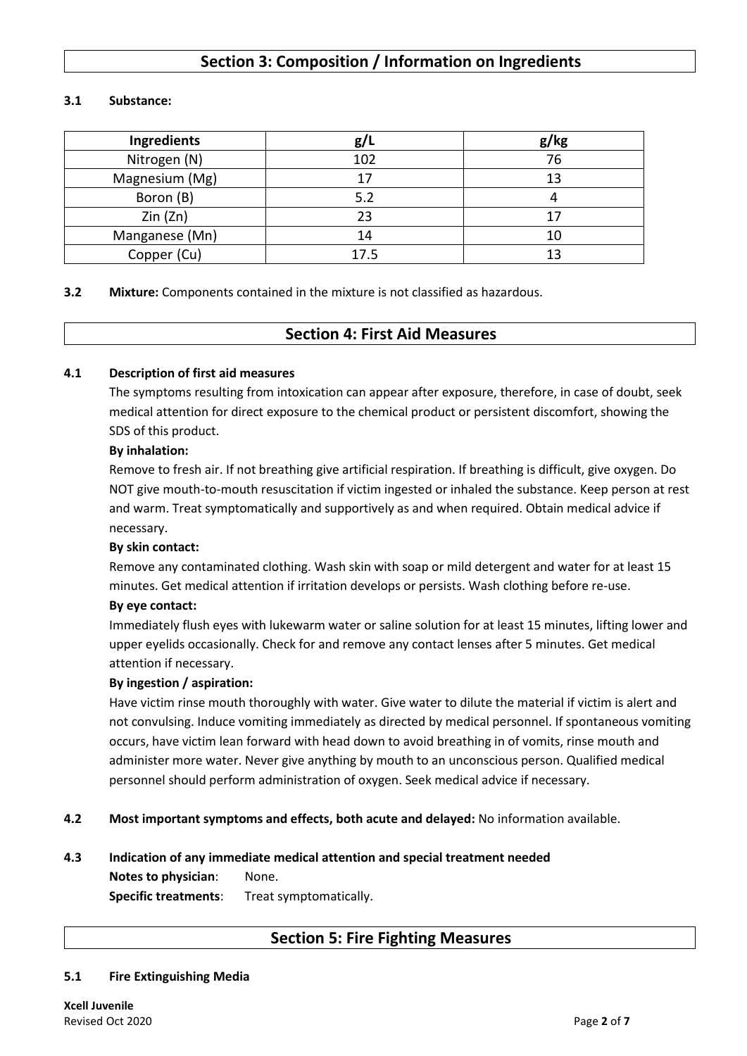## Section 3: Composition / Information on Ingredients

**3.1 Substance:**

| Ingredients | g/L | g/kg |
|---|---|---|
| Nitrogen (N) | 102 | 76 |
| Magnesium (Mg) | 17 | 13 |
| Boron (B) | 5.2 | 4 |
| Zin (Zn) | 23 | 17 |
| Manganese (Mn) | 14 | 10 |
| Copper (Cu) | 17.5 | 13 |

**3.2 Mixture:** Components contained in the mixture is not classified as hazardous.

## Section 4: First Aid Measures

**4.1 Description of first aid measures**

The symptoms resulting from intoxication can appear after exposure, therefore, in case of doubt, seek medical attention for direct exposure to the chemical product or persistent discomfort, showing the SDS of this product.

**By inhalation:**

Remove to fresh air. If not breathing give artificial respiration. If breathing is difficult, give oxygen. Do NOT give mouth-to-mouth resuscitation if victim ingested or inhaled the substance. Keep person at rest and warm. Treat symptomatically and supportively as and when required. Obtain medical advice if necessary.

**By skin contact:**

Remove any contaminated clothing. Wash skin with soap or mild detergent and water for at least 15 minutes. Get medical attention if irritation develops or persists. Wash clothing before re-use.

**By eye contact:**

Immediately flush eyes with lukewarm water or saline solution for at least 15 minutes, lifting lower and upper eyelids occasionally. Check for and remove any contact lenses after 5 minutes. Get medical attention if necessary.

**By ingestion / aspiration:**

Have victim rinse mouth thoroughly with water. Give water to dilute the material if victim is alert and not convulsing. Induce vomiting immediately as directed by medical personnel. If spontaneous vomiting occurs, have victim lean forward with head down to avoid breathing in of vomits, rinse mouth and administer more water. Never give anything by mouth to an unconscious person. Qualified medical personnel should perform administration of oxygen. Seek medical advice if necessary.

**4.2 Most important symptoms and effects, both acute and delayed:** No information available.

**4.3 Indication of any immediate medical attention and special treatment needed**

**Notes to physician**: None.

**Specific treatments**: Treat symptomatically.

## Section 5: Fire Fighting Measures

**5.1 Fire Extinguishing Media**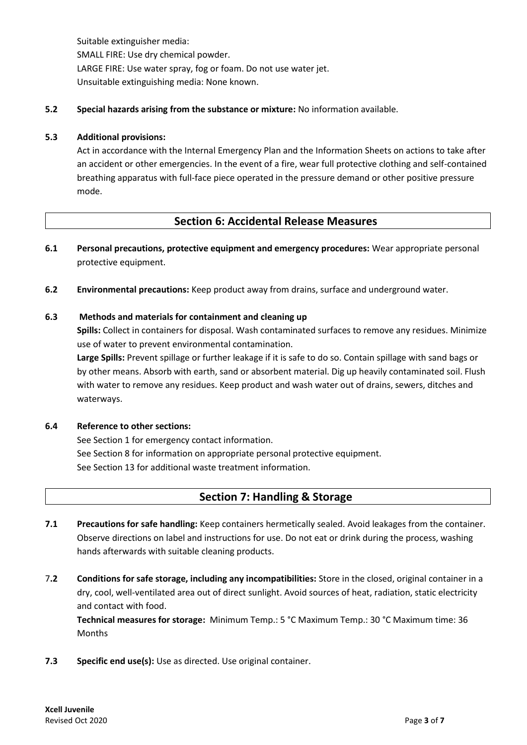Suitable extinguisher media:
SMALL FIRE: Use dry chemical powder.
LARGE FIRE: Use water spray, fog or foam. Do not use water jet.
Unsuitable extinguishing media: None known.

**5.2 Special hazards arising from the substance or mixture:** No information available.

**5.3 Additional provisions:**

Act in accordance with the Internal Emergency Plan and the Information Sheets on actions to take after an accident or other emergencies. In the event of a fire, wear full protective clothing and self-contained breathing apparatus with full-face piece operated in the pressure demand or other positive pressure mode.

## Section 6: Accidental Release Measures

**6.1 Personal precautions, protective equipment and emergency procedures:** Wear appropriate personal protective equipment.

**6.2 Environmental precautions:** Keep product away from drains, surface and underground water.

**6.3 Methods and materials for containment and cleaning up**

**Spills:** Collect in containers for disposal. Wash contaminated surfaces to remove any residues. Minimize use of water to prevent environmental contamination.

**Large Spills:** Prevent spillage or further leakage if it is safe to do so. Contain spillage with sand bags or by other means. Absorb with earth, sand or absorbent material. Dig up heavily contaminated soil. Flush with water to remove any residues. Keep product and wash water out of drains, sewers, ditches and waterways.

**6.4 Reference to other sections:**

See Section 1 for emergency contact information.
See Section 8 for information on appropriate personal protective equipment.
See Section 13 for additional waste treatment information.

## Section 7: Handling & Storage

**7.1 Precautions for safe handling:** Keep containers hermetically sealed. Avoid leakages from the container. Observe directions on label and instructions for use. Do not eat or drink during the process, washing hands afterwards with suitable cleaning products.

7.**2 Conditions for safe storage, including any incompatibilities:** Store in the closed, original container in a dry, cool, well-ventilated area out of direct sunlight. Avoid sources of heat, radiation, static electricity and contact with food.

**Technical measures for storage:** Minimum Temp.: 5 °C Maximum Temp.: 30 °C Maximum time: 36 Months

**7.3 Specific end use(s):** Use as directed. Use original container.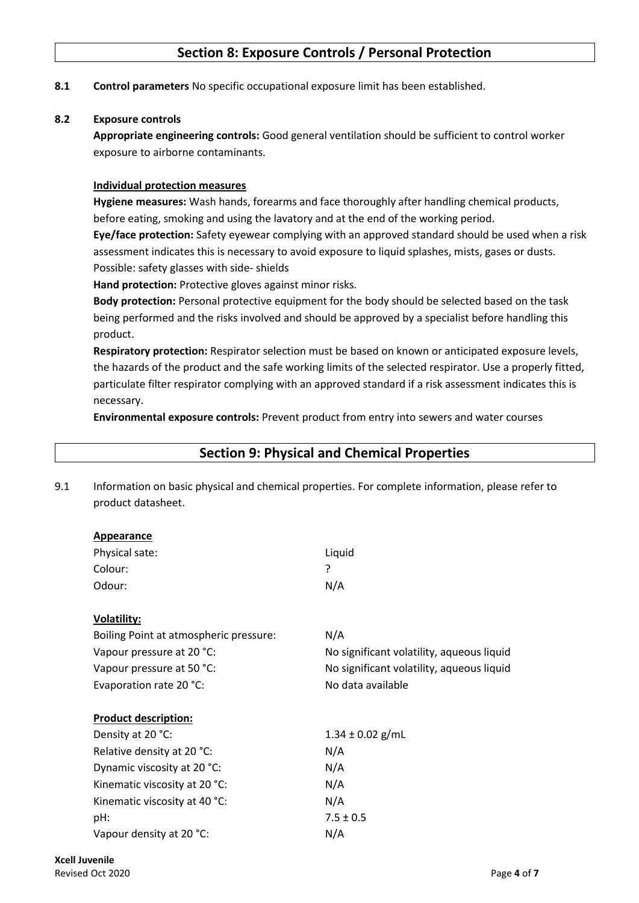## Section 8: Exposure Controls / Personal Protection

**8.1 Control parameters** No specific occupational exposure limit has been established.

**8.2 Exposure controls**

**Appropriate engineering controls:** Good general ventilation should be sufficient to control worker exposure to airborne contaminants.

**Individual protection measures**

**Hygiene measures:** Wash hands, forearms and face thoroughly after handling chemical products, before eating, smoking and using the lavatory and at the end of the working period.

**Eye/face protection:** Safety eyewear complying with an approved standard should be used when a risk assessment indicates this is necessary to avoid exposure to liquid splashes, mists, gases or dusts. Possible: safety glasses with side- shields

**Hand protection:** Protective gloves against minor risks.

**Body protection:** Personal protective equipment for the body should be selected based on the task being performed and the risks involved and should be approved by a specialist before handling this product.

**Respiratory protection:** Respirator selection must be based on known or anticipated exposure levels, the hazards of the product and the safe working limits of the selected respirator. Use a properly fitted, particulate filter respirator complying with an approved standard if a risk assessment indicates this is necessary.

**Environmental exposure controls:** Prevent product from entry into sewers and water courses

## Section 9: Physical and Chemical Properties

9.1 Information on basic physical and chemical properties. For complete information, please refer to product datasheet.

**Appearance**

| | |
|---|---|
| Physical sate: | Liquid |
| Colour: | ? |
| Odour: | N/A |

**Volatility:**

| | |
|---|---|
| Boiling Point at atmospheric pressure: | N/A |
| Vapour pressure at 20 °C: | No significant volatility, aqueous liquid |
| Vapour pressure at 50 °C: | No significant volatility, aqueous liquid |
| Evaporation rate 20 °C: | No data available |

**Product description:**

| | |
|---|---|
| Density at 20 °C: | 1.34 ± 0.02 g/mL |
| Relative density at 20 °C: | N/A |
| Dynamic viscosity at 20 °C: | N/A |
| Kinematic viscosity at 20 °C: | N/A |
| Kinematic viscosity at 40 °C: | N/A |
| pH: | 7.5 ± 0.5 |
| Vapour density at 20 °C: | N/A |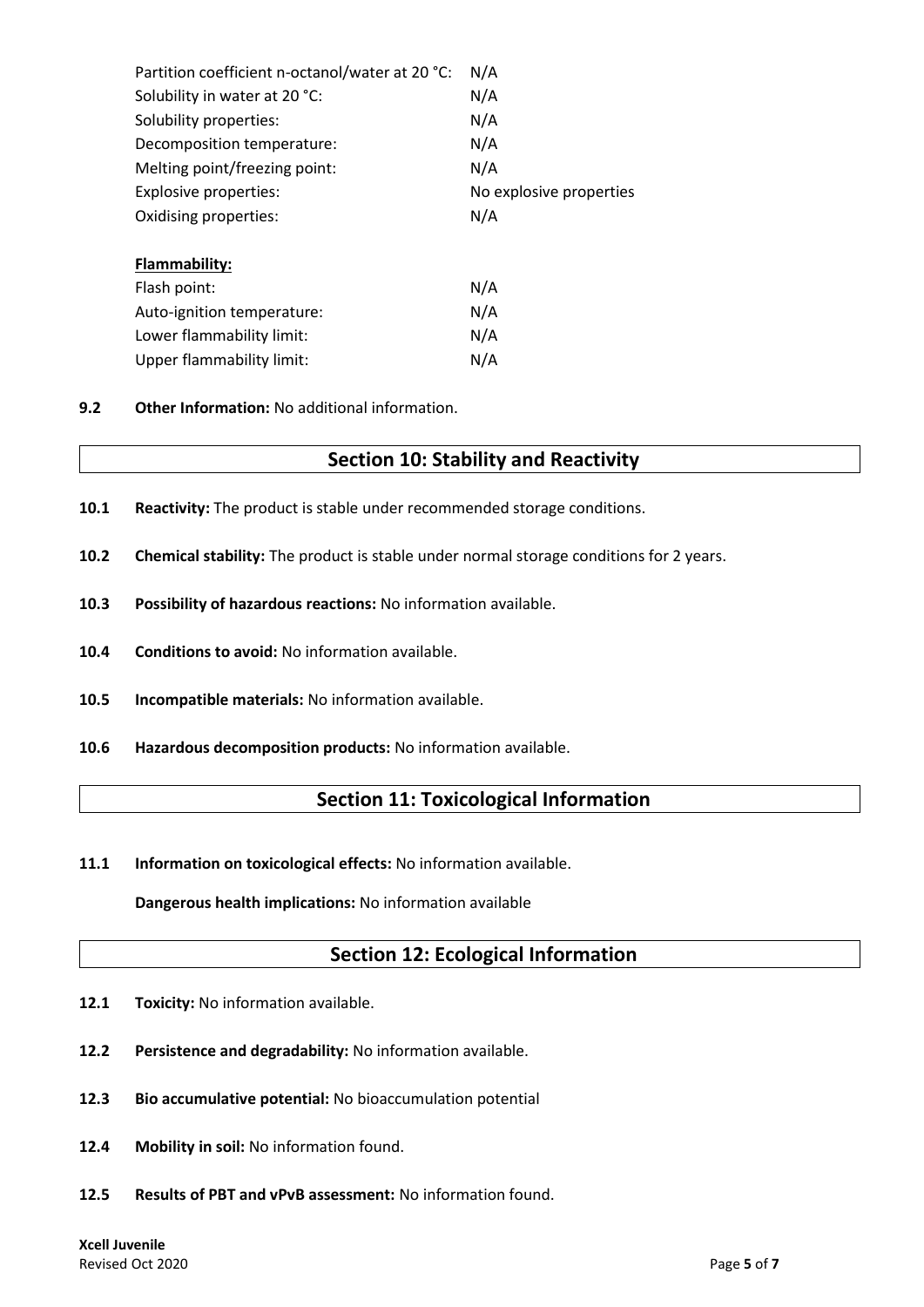| | |
|---|---|
| Partition coefficient n-octanol/water at 20 °C: | N/A |
| Solubility in water at 20 °C: | N/A |
| Solubility properties: | N/A |
| Decomposition temperature: | N/A |
| Melting point/freezing point: | N/A |
| Explosive properties: | No explosive properties |
| Oxidising properties: | N/A |

**Flammability:**

| | |
|---|---|
| Flash point: | N/A |
| Auto-ignition temperature: | N/A |
| Lower flammability limit: | N/A |
| Upper flammability limit: | N/A |

**9.2 Other Information:** No additional information.

## Section 10: Stability and Reactivity

**10.1 Reactivity:** The product is stable under recommended storage conditions.

**10.2 Chemical stability:** The product is stable under normal storage conditions for 2 years.

**10.3 Possibility of hazardous reactions:** No information available.

**10.4 Conditions to avoid:** No information available.

**10.5 Incompatible materials:** No information available.

**10.6 Hazardous decomposition products:** No information available.

## Section 11: Toxicological Information

**11.1 Information on toxicological effects:** No information available.

**Dangerous health implications:** No information available

## Section 12: Ecological Information

**12.1 Toxicity:** No information available.

**12.2 Persistence and degradability:** No information available.

**12.3 Bio accumulative potential:** No bioaccumulation potential

**12.4 Mobility in soil:** No information found.

**12.5 Results of PBT and vPvB assessment:** No information found.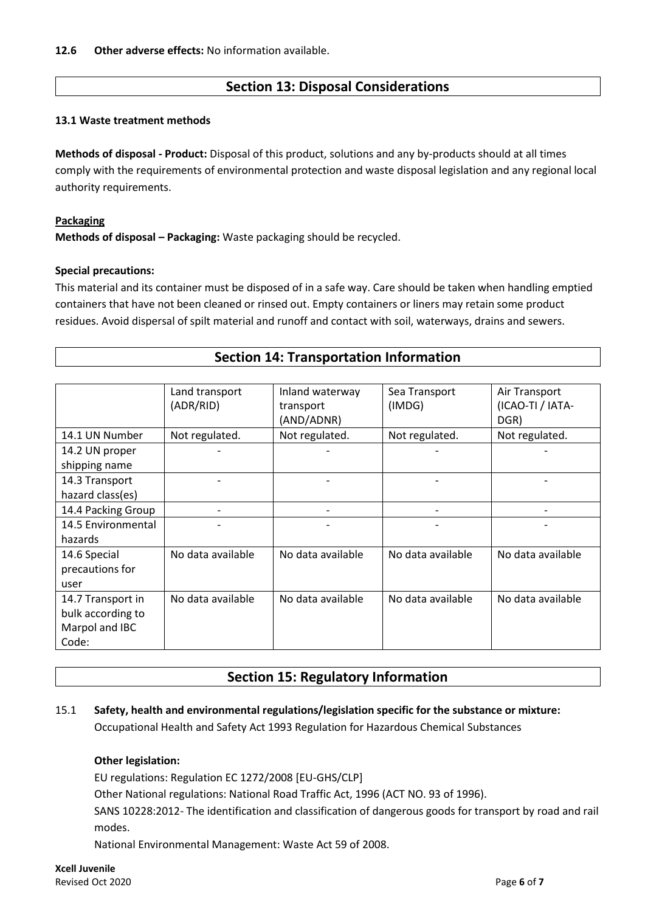**12.6 Other adverse effects:** No information available.

## Section 13: Disposal Considerations

**13.1 Waste treatment methods**

**Methods of disposal - Product:** Disposal of this product, solutions and any by-products should at all times comply with the requirements of environmental protection and waste disposal legislation and any regional local authority requirements.

**Packaging**

**Methods of disposal – Packaging:** Waste packaging should be recycled.

**Special precautions:**

This material and its container must be disposed of in a safe way. Care should be taken when handling emptied containers that have not been cleaned or rinsed out. Empty containers or liners may retain some product residues. Avoid dispersal of spilt material and runoff and contact with soil, waterways, drains and sewers.

## Section 14: Transportation Information

| | Land transport (ADR/RID) | Inland waterway transport (AND/ADNR) | Sea Transport (IMDG) | Air Transport (ICAO-TI / IATA-DGR) |
|---|---|---|---|---|
| 14.1 UN Number | Not regulated. | Not regulated. | Not regulated. | Not regulated. |
| 14.2 UN proper shipping name | - | - | - | - |
| 14.3 Transport hazard class(es) | - | - | - | - |
| 14.4 Packing Group | - | - | - | - |
| 14.5 Environmental hazards | - | - | - | - |
| 14.6 Special precautions for user | No data available | No data available | No data available | No data available |
| 14.7 Transport in bulk according to Marpol and IBC Code: | No data available | No data available | No data available | No data available |

## Section 15: Regulatory Information

15.1 **Safety, health and environmental regulations/legislation specific for the substance or mixture:**
Occupational Health and Safety Act 1993 Regulation for Hazardous Chemical Substances

**Other legislation:**

EU regulations: Regulation EC 1272/2008 [EU-GHS/CLP]

Other National regulations: National Road Traffic Act, 1996 (ACT NO. 93 of 1996).

SANS 10228:2012- The identification and classification of dangerous goods for transport by road and rail modes.

National Environmental Management: Waste Act 59 of 2008.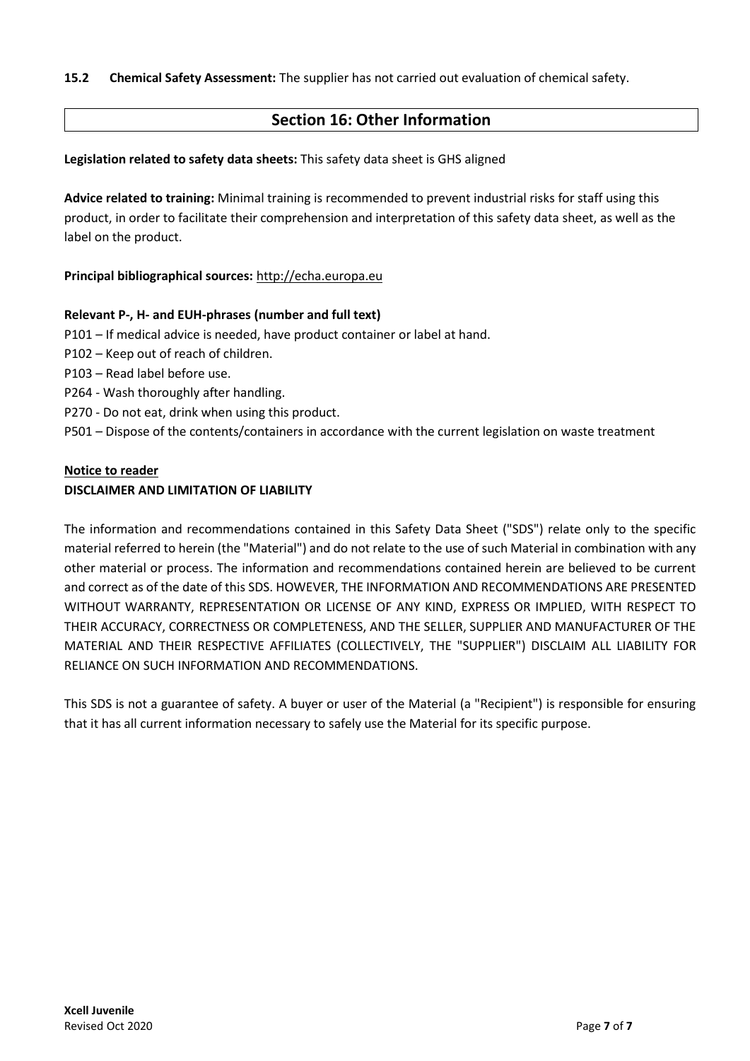**15.2 Chemical Safety Assessment:** The supplier has not carried out evaluation of chemical safety.

## Section 16: Other Information

**Legislation related to safety data sheets:** This safety data sheet is GHS aligned

**Advice related to training:** Minimal training is recommended to prevent industrial risks for staff using this product, in order to facilitate their comprehension and interpretation of this safety data sheet, as well as the label on the product.

**Principal bibliographical sources:** http://echa.europa.eu

**Relevant P-, H- and EUH-phrases (number and full text)**

P101 – If medical advice is needed, have product container or label at hand.
P102 – Keep out of reach of children.
P103 – Read label before use.
P264 - Wash thoroughly after handling.
P270 - Do not eat, drink when using this product.
P501 – Dispose of the contents/containers in accordance with the current legislation on waste treatment

**Notice to reader**

**DISCLAIMER AND LIMITATION OF LIABILITY**

The information and recommendations contained in this Safety Data Sheet ("SDS") relate only to the specific material referred to herein (the "Material") and do not relate to the use of such Material in combination with any other material or process. The information and recommendations contained herein are believed to be current and correct as of the date of this SDS. HOWEVER, THE INFORMATION AND RECOMMENDATIONS ARE PRESENTED WITHOUT WARRANTY, REPRESENTATION OR LICENSE OF ANY KIND, EXPRESS OR IMPLIED, WITH RESPECT TO THEIR ACCURACY, CORRECTNESS OR COMPLETENESS, AND THE SELLER, SUPPLIER AND MANUFACTURER OF THE MATERIAL AND THEIR RESPECTIVE AFFILIATES (COLLECTIVELY, THE "SUPPLIER") DISCLAIM ALL LIABILITY FOR RELIANCE ON SUCH INFORMATION AND RECOMMENDATIONS.

This SDS is not a guarantee of safety. A buyer or user of the Material (a "Recipient") is responsible for ensuring that it has all current information necessary to safely use the Material for its specific purpose.